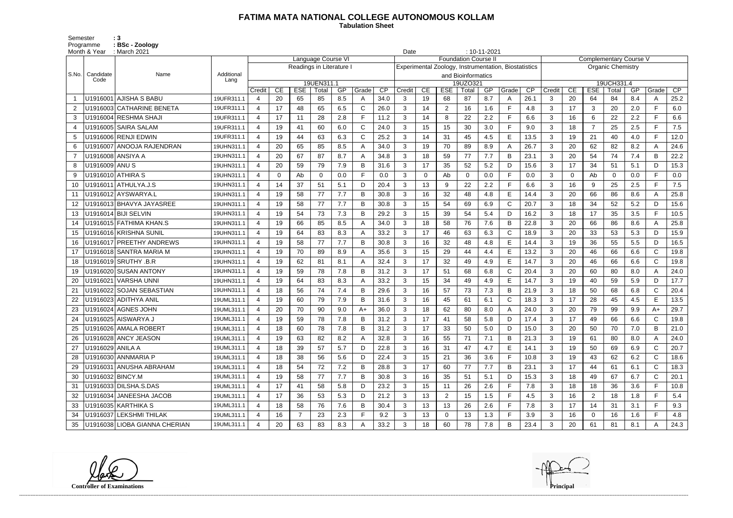# FATIMA MATA NATIONAL COLLEGE AUTONOMOUS KOLLAM

**Tabulation Sheet**

Semester : 3
Programme : BSc - Zoology
Month & Year : March 2021 Date : 10-11-2021

| S.No. | Candidate Code | Name | Additional Lang | Language Course VI Readings in Literature I 19UEN311.1 | | | | | | | Foundation Course II Experimental Zoology, Instrumentation, Biostatistics and Bioinformatics 19UZO321 | | | | | | | Complementary Course V Organic Chemistry 19UCH331.4 | | | | | | |
|---|---|---|---|---|---|---|---|---|---|---|---|---|---|---|---|---|---|---|---|---|---|---|---|---|
| | | | | Credit | CE | ESE | Total | GP | Grade | CP | Credit | CE | ESE | Total | GP | Grade | CP | Credit | CE | ESE | Total | GP | Grade | CP |
| 1 | U1916001 | AJISHA S BABU | 19UFR311.1 | 4 | 20 | 65 | 85 | 8.5 | A | 34.0 | 3 | 19 | 68 | 87 | 8.7 | A | 26.1 | 3 | 20 | 64 | 84 | 8.4 | A | 25.2 |
| 2 | U1916003 | CATHARINE BENETA | 19UFR311.1 | 4 | 17 | 48 | 65 | 6.5 | C | 26.0 | 3 | 14 | 2 | 16 | 1.6 | F | 4.8 | 3 | 17 | 3 | 20 | 2.0 | F | 6.0 |
| 3 | U1916004 | RESHMA SHAJI | 19UFR311.1 | 4 | 17 | 11 | 28 | 2.8 | F | 11.2 | 3 | 14 | 8 | 22 | 2.2 | F | 6.6 | 3 | 16 | 6 | 22 | 2.2 | F | 6.6 |
| 4 | U1916005 | SAIRA SALAM | 19UFR311.1 | 4 | 19 | 41 | 60 | 6.0 | C | 24.0 | 3 | 15 | 15 | 30 | 3.0 | F | 9.0 | 3 | 18 | 7 | 25 | 2.5 | F | 7.5 |
| 5 | U1916006 | RENJI EDWIN | 19UFR311.1 | 4 | 19 | 44 | 63 | 6.3 | C | 25.2 | 3 | 14 | 31 | 45 | 4.5 | E | 13.5 | 3 | 19 | 21 | 40 | 4.0 | F | 12.0 |
| 6 | U1916007 | ANOOJA RAJENDRAN | 19UHN311.1 | 4 | 20 | 65 | 85 | 8.5 | A | 34.0 | 3 | 19 | 70 | 89 | 8.9 | A | 26.7 | 3 | 20 | 62 | 82 | 8.2 | A | 24.6 |
| 7 | U1916008 | ANSIYA A | 19UHN311.1 | 4 | 20 | 67 | 87 | 8.7 | A | 34.8 | 3 | 18 | 59 | 77 | 7.7 | B | 23.1 | 3 | 20 | 54 | 74 | 7.4 | B | 22.2 |
| 8 | U1916009 | ANU S | 19UHN311.1 | 4 | 20 | 59 | 79 | 7.9 | B | 31.6 | 3 | 17 | 35 | 52 | 5.2 | D | 15.6 | 3 | 17 | 34 | 51 | 5.1 | D | 15.3 |
| 9 | U1916010 | ATHIRA S | 19UHN311.1 | 4 | 0 | Ab | 0 | 0.0 | F | 0.0 | 3 | 0 | Ab | 0 | 0.0 | F | 0.0 | 3 | 0 | Ab | 0 | 0.0 | F | 0.0 |
| 10 | U1916011 | ATHULYA.J.S | 19UHN311.1 | 4 | 14 | 37 | 51 | 5.1 | D | 20.4 | 3 | 13 | 9 | 22 | 2.2 | F | 6.6 | 3 | 16 | 9 | 25 | 2.5 | F | 7.5 |
| 11 | U1916012 | AYSWARYA.L | 19UHN311.1 | 4 | 19 | 58 | 77 | 7.7 | B | 30.8 | 3 | 16 | 32 | 48 | 4.8 | E | 14.4 | 3 | 20 | 66 | 86 | 8.6 | A | 25.8 |
| 12 | U1916013 | BHAVYA JAYASREE | 19UHN311.1 | 4 | 19 | 58 | 77 | 7.7 | B | 30.8 | 3 | 15 | 54 | 69 | 6.9 | C | 20.7 | 3 | 18 | 34 | 52 | 5.2 | D | 15.6 |
| 13 | U1916014 | BIJI SELVIN | 19UHN311.1 | 4 | 19 | 54 | 73 | 7.3 | B | 29.2 | 3 | 15 | 39 | 54 | 5.4 | D | 16.2 | 3 | 18 | 17 | 35 | 3.5 | F | 10.5 |
| 14 | U1916015 | FATHIMA KHAN.S | 19UHN311.1 | 4 | 19 | 66 | 85 | 8.5 | A | 34.0 | 3 | 18 | 58 | 76 | 7.6 | B | 22.8 | 3 | 20 | 66 | 86 | 8.6 | A | 25.8 |
| 15 | U1916016 | KRISHNA SUNIL | 19UHN311.1 | 4 | 19 | 64 | 83 | 8.3 | A | 33.2 | 3 | 17 | 46 | 63 | 6.3 | C | 18.9 | 3 | 20 | 33 | 53 | 5.3 | D | 15.9 |
| 16 | U1916017 | PREETHY ANDREWS | 19UHN311.1 | 4 | 19 | 58 | 77 | 7.7 | B | 30.8 | 3 | 16 | 32 | 48 | 4.8 | E | 14.4 | 3 | 19 | 36 | 55 | 5.5 | D | 16.5 |
| 17 | U1916018 | SANTRA MARIA M | 19UHN311.1 | 4 | 19 | 70 | 89 | 8.9 | A | 35.6 | 3 | 15 | 29 | 44 | 4.4 | E | 13.2 | 3 | 20 | 46 | 66 | 6.6 | C | 19.8 |
| 18 | U1916019 | SRUTHY .B.R | 19UHN311.1 | 4 | 19 | 62 | 81 | 8.1 | A | 32.4 | 3 | 17 | 32 | 49 | 4.9 | E | 14.7 | 3 | 20 | 46 | 66 | 6.6 | C | 19.8 |
| 19 | U1916020 | SUSAN ANTONY | 19UHN311.1 | 4 | 19 | 59 | 78 | 7.8 | B | 31.2 | 3 | 17 | 51 | 68 | 6.8 | C | 20.4 | 3 | 20 | 60 | 80 | 8.0 | A | 24.0 |
| 20 | U1916021 | VARSHA UNNI | 19UHN311.1 | 4 | 19 | 64 | 83 | 8.3 | A | 33.2 | 3 | 15 | 34 | 49 | 4.9 | E | 14.7 | 3 | 19 | 40 | 59 | 5.9 | D | 17.7 |
| 21 | U1916022 | SOJAN SEBASTIAN | 19UHN311.1 | 4 | 18 | 56 | 74 | 7.4 | B | 29.6 | 3 | 16 | 57 | 73 | 7.3 | B | 21.9 | 3 | 18 | 50 | 68 | 6.8 | C | 20.4 |
| 22 | U1916023 | ADITHYA ANIL | 19UML311.1 | 4 | 19 | 60 | 79 | 7.9 | B | 31.6 | 3 | 16 | 45 | 61 | 6.1 | C | 18.3 | 3 | 17 | 28 | 45 | 4.5 | E | 13.5 |
| 23 | U1916024 | AGNES JOHN | 19UML311.1 | 4 | 20 | 70 | 90 | 9.0 | A+ | 36.0 | 3 | 18 | 62 | 80 | 8.0 | A | 24.0 | 3 | 20 | 79 | 99 | 9.9 | A+ | 29.7 |
| 24 | U1916025 | AISWARYA J | 19UML311.1 | 4 | 19 | 59 | 78 | 7.8 | B | 31.2 | 3 | 17 | 41 | 58 | 5.8 | D | 17.4 | 3 | 17 | 49 | 66 | 6.6 | C | 19.8 |
| 25 | U1916026 | AMALA ROBERT | 19UML311.1 | 4 | 18 | 60 | 78 | 7.8 | B | 31.2 | 3 | 17 | 33 | 50 | 5.0 | D | 15.0 | 3 | 20 | 50 | 70 | 7.0 | B | 21.0 |
| 26 | U1916028 | ANCY JEASON | 19UML311.1 | 4 | 19 | 63 | 82 | 8.2 | A | 32.8 | 3 | 16 | 55 | 71 | 7.1 | B | 21.3 | 3 | 19 | 61 | 80 | 8.0 | A | 24.0 |
| 27 | U1916029 | ANILA A | 19UML311.1 | 4 | 18 | 39 | 57 | 5.7 | D | 22.8 | 3 | 16 | 31 | 47 | 4.7 | E | 14.1 | 3 | 19 | 50 | 69 | 6.9 | C | 20.7 |
| 28 | U1916030 | ANNMARIA P | 19UML311.1 | 4 | 18 | 38 | 56 | 5.6 | D | 22.4 | 3 | 15 | 21 | 36 | 3.6 | F | 10.8 | 3 | 19 | 43 | 62 | 6.2 | C | 18.6 |
| 29 | U1916031 | ANUSHA ABRAHAM | 19UML311.1 | 4 | 18 | 54 | 72 | 7.2 | B | 28.8 | 3 | 17 | 60 | 77 | 7.7 | B | 23.1 | 3 | 17 | 44 | 61 | 6.1 | C | 18.3 |
| 30 | U1916032 | BINCY.M | 19UML311.1 | 4 | 19 | 58 | 77 | 7.7 | B | 30.8 | 3 | 16 | 35 | 51 | 5.1 | D | 15.3 | 3 | 18 | 49 | 67 | 6.7 | C | 20.1 |
| 31 | U1916033 | DILSHA.S.DAS | 19UML311.1 | 4 | 17 | 41 | 58 | 5.8 | D | 23.2 | 3 | 15 | 11 | 26 | 2.6 | F | 7.8 | 3 | 18 | 18 | 36 | 3.6 | F | 10.8 |
| 32 | U1916034 | JANEESHA JACOB | 19UML311.1 | 4 | 17 | 36 | 53 | 5.3 | D | 21.2 | 3 | 13 | 2 | 15 | 1.5 | F | 4.5 | 3 | 16 | 2 | 18 | 1.8 | F | 5.4 |
| 33 | U1916035 | KARTHIKA S | 19UML311.1 | 4 | 18 | 58 | 76 | 7.6 | B | 30.4 | 3 | 13 | 13 | 26 | 2.6 | F | 7.8 | 3 | 17 | 14 | 31 | 3.1 | F | 9.3 |
| 34 | U1916037 | LEKSHMI THILAK | 19UML311.1 | 4 | 16 | 7 | 23 | 2.3 | F | 9.2 | 3 | 13 | 0 | 13 | 1.3 | F | 3.9 | 3 | 16 | 0 | 16 | 1.6 | F | 4.8 |
| 35 | U1916038 | LIOBA GIANNA CHERIAN | 19UML311.1 | 4 | 20 | 63 | 83 | 8.3 | A | 33.2 | 3 | 18 | 60 | 78 | 7.8 | B | 23.4 | 3 | 20 | 61 | 81 | 8.1 | A | 24.3 |

**Controller of Examinations** **Principal**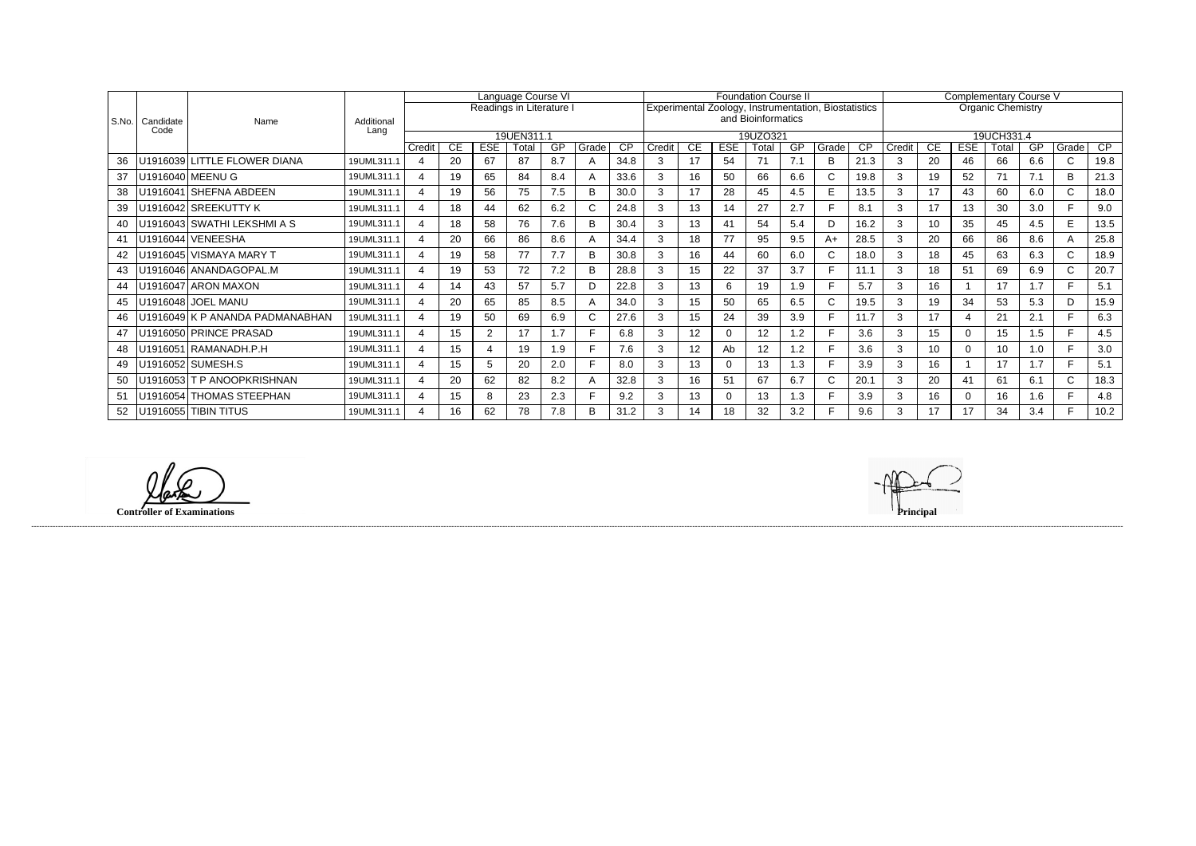| S.No. | Candidate Code | Name | Additional Lang | Language Course VI Readings in Literature I 19UEN311.1 | | | | | | | Foundation Course II Experimental Zoology, Instrumentation, Biostatistics and Bioinformatics 19UZO321 | | | | | | | Complementary Course V Organic Chemistry 19UCH331.4 | | | | | | |
|---|---|---|---|---|---|---|---|---|---|---|---|---|---|---|---|---|---|---|---|---|---|---|---|---|
| | | | | Credit | CE | ESE | Total | GP | Grade | CP | Credit | CE | ESE | Total | GP | Grade | CP | Credit | CE | ESE | Total | GP | Grade | CP |
| 36 | U1916039 | LITTLE FLOWER DIANA | 19UML311.1 | 4 | 20 | 67 | 87 | 8.7 | A | 34.8 | 3 | 17 | 54 | 71 | 7.1 | B | 21.3 | 3 | 20 | 46 | 66 | 6.6 | C | 19.8 |
| 37 | U1916040 | MEENU G | 19UML311.1 | 4 | 19 | 65 | 84 | 8.4 | A | 33.6 | 3 | 16 | 50 | 66 | 6.6 | C | 19.8 | 3 | 19 | 52 | 71 | 7.1 | B | 21.3 |
| 38 | U1916041 | SHEFNA ABDEEN | 19UML311.1 | 4 | 19 | 56 | 75 | 7.5 | B | 30.0 | 3 | 17 | 28 | 45 | 4.5 | E | 13.5 | 3 | 17 | 43 | 60 | 6.0 | C | 18.0 |
| 39 | U1916042 | SREEKUTTY K | 19UML311.1 | 4 | 18 | 44 | 62 | 6.2 | C | 24.8 | 3 | 13 | 14 | 27 | 2.7 | F | 8.1 | 3 | 17 | 13 | 30 | 3.0 | F | 9.0 |
| 40 | U1916043 | SWATHI LEKSHMI A S | 19UML311.1 | 4 | 18 | 58 | 76 | 7.6 | B | 30.4 | 3 | 13 | 41 | 54 | 5.4 | D | 16.2 | 3 | 10 | 35 | 45 | 4.5 | E | 13.5 |
| 41 | U1916044 | VENEESHA | 19UML311.1 | 4 | 20 | 66 | 86 | 8.6 | A | 34.4 | 3 | 18 | 77 | 95 | 9.5 | A+ | 28.5 | 3 | 20 | 66 | 86 | 8.6 | A | 25.8 |
| 42 | U1916045 | VISMAYA MARY T | 19UML311.1 | 4 | 19 | 58 | 77 | 7.7 | B | 30.8 | 3 | 16 | 44 | 60 | 6.0 | C | 18.0 | 3 | 18 | 45 | 63 | 6.3 | C | 18.9 |
| 43 | U1916046 | ANANDAGOPAL.M | 19UML311.1 | 4 | 19 | 53 | 72 | 7.2 | B | 28.8 | 3 | 15 | 22 | 37 | 3.7 | F | 11.1 | 3 | 18 | 51 | 69 | 6.9 | C | 20.7 |
| 44 | U1916047 | ARON MAXON | 19UML311.1 | 4 | 14 | 43 | 57 | 5.7 | D | 22.8 | 3 | 13 | 6 | 19 | 1.9 | F | 5.7 | 3 | 16 | 1 | 17 | 1.7 | F | 5.1 |
| 45 | U1916048 | JOEL MANU | 19UML311.1 | 4 | 20 | 65 | 85 | 8.5 | A | 34.0 | 3 | 15 | 50 | 65 | 6.5 | C | 19.5 | 3 | 19 | 34 | 53 | 5.3 | D | 15.9 |
| 46 | U1916049 | K P ANANDA PADMANABHAN | 19UML311.1 | 4 | 19 | 50 | 69 | 6.9 | C | 27.6 | 3 | 15 | 24 | 39 | 3.9 | F | 11.7 | 3 | 17 | 4 | 21 | 2.1 | F | 6.3 |
| 47 | U1916050 | PRINCE PRASAD | 19UML311.1 | 4 | 15 | 2 | 17 | 1.7 | F | 6.8 | 3 | 12 | 0 | 12 | 1.2 | F | 3.6 | 3 | 15 | 0 | 15 | 1.5 | F | 4.5 |
| 48 | U1916051 | RAMANADH.P.H | 19UML311.1 | 4 | 15 | 4 | 19 | 1.9 | F | 7.6 | 3 | 12 | Ab | 12 | 1.2 | F | 3.6 | 3 | 10 | 0 | 10 | 1.0 | F | 3.0 |
| 49 | U1916052 | SUMESH.S | 19UML311.1 | 4 | 15 | 5 | 20 | 2.0 | F | 8.0 | 3 | 13 | 0 | 13 | 1.3 | F | 3.9 | 3 | 16 | 1 | 17 | 1.7 | F | 5.1 |
| 50 | U1916053 | T P ANOOPKRISHNAN | 19UML311.1 | 4 | 20 | 62 | 82 | 8.2 | A | 32.8 | 3 | 16 | 51 | 67 | 6.7 | C | 20.1 | 3 | 20 | 41 | 61 | 6.1 | C | 18.3 |
| 51 | U1916054 | THOMAS STEEPHAN | 19UML311.1 | 4 | 15 | 8 | 23 | 2.3 | F | 9.2 | 3 | 13 | 0 | 13 | 1.3 | F | 3.9 | 3 | 16 | 0 | 16 | 1.6 | F | 4.8 |
| 52 | U1916055 | TIBIN TITUS | 19UML311.1 | 4 | 16 | 62 | 78 | 7.8 | B | 31.2 | 3 | 14 | 18 | 32 | 3.2 | F | 9.6 | 3 | 17 | 17 | 34 | 3.4 | F | 10.2 |

**Controller of Examinations**

**Principal**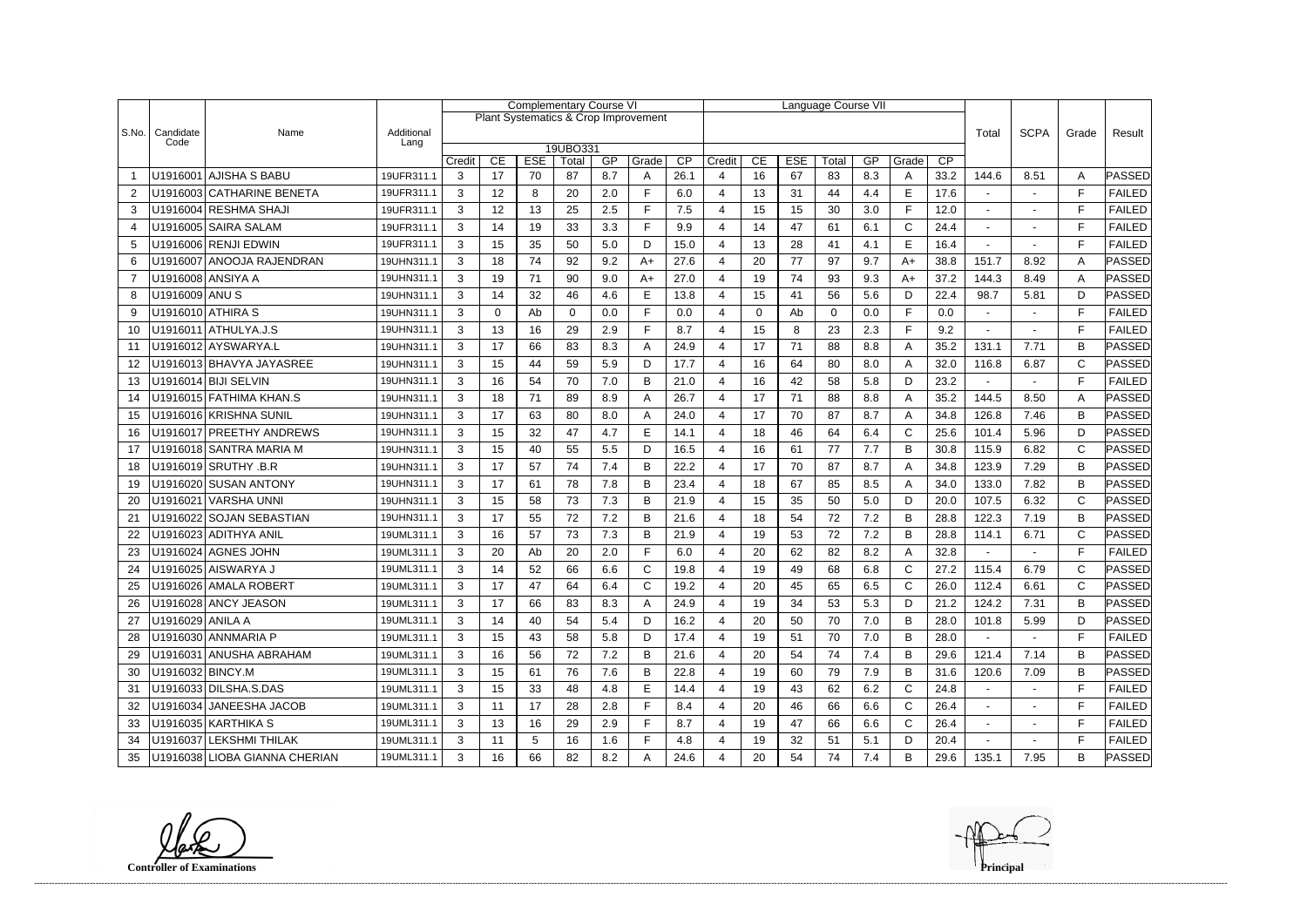| S.No. | Candidate Code | Name | Additional Lang | Complementary Course VI | | | | | | | Language Course VII | | | | | | | Total | SCPA | Grade | Result |
|---|---|---|---|---|---|---|---|---|---|---|---|---|---|---|---|---|---|---|---|---|---|
| | | | | Plant Systematics & Crop Improvement | | | | | | | | | | | | | | | | | |
| | | | | 19UBO331 | | | | | | | | | | | | | | | | | |
| | | | | Credit | CE | ESE | Total | GP | Grade | CP | Credit | CE | ESE | Total | GP | Grade | CP | | | | |
| 1 | U1916001 | AJISHA S BABU | 19UFR311.1 | 3 | 17 | 70 | 87 | 8.7 | A | 26.1 | 4 | 16 | 67 | 83 | 8.3 | A | 33.2 | 144.6 | 8.51 | A | PASSED |
| 2 | U1916003 | CATHARINE BENETA | 19UFR311.1 | 3 | 12 | 8 | 20 | 2.0 | F | 6.0 | 4 | 13 | 31 | 44 | 4.4 | E | 17.6 | - | - | F | FAILED |
| 3 | U1916004 | RESHMA SHAJI | 19UFR311.1 | 3 | 12 | 13 | 25 | 2.5 | F | 7.5 | 4 | 15 | 15 | 30 | 3.0 | F | 12.0 | - | - | F | FAILED |
| 4 | U1916005 | SAIRA SALAM | 19UFR311.1 | 3 | 14 | 19 | 33 | 3.3 | F | 9.9 | 4 | 14 | 47 | 61 | 6.1 | C | 24.4 | - | - | F | FAILED |
| 5 | U1916006 | RENJI EDWIN | 19UFR311.1 | 3 | 15 | 35 | 50 | 5.0 | D | 15.0 | 4 | 13 | 28 | 41 | 4.1 | E | 16.4 | - | - | F | FAILED |
| 6 | U1916007 | ANOOJA RAJENDRAN | 19UHN311.1 | 3 | 18 | 74 | 92 | 9.2 | A+ | 27.6 | 4 | 20 | 77 | 97 | 9.7 | A+ | 38.8 | 151.7 | 8.92 | A | PASSED |
| 7 | U1916008 | ANSIYA A | 19UHN311.1 | 3 | 19 | 71 | 90 | 9.0 | A+ | 27.0 | 4 | 19 | 74 | 93 | 9.3 | A+ | 37.2 | 144.3 | 8.49 | A | PASSED |
| 8 | U1916009 | ANU S | 19UHN311.1 | 3 | 14 | 32 | 46 | 4.6 | E | 13.8 | 4 | 15 | 41 | 56 | 5.6 | D | 22.4 | 98.7 | 5.81 | D | PASSED |
| 9 | U1916010 | ATHIRA S | 19UHN311.1 | 3 | 0 | Ab | 0 | 0.0 | F | 0.0 | 4 | 0 | Ab | 0 | 0.0 | F | 0.0 | - | - | F | FAILED |
| 10 | U1916011 | ATHULYA.J.S | 19UHN311.1 | 3 | 13 | 16 | 29 | 2.9 | F | 8.7 | 4 | 15 | 8 | 23 | 2.3 | F | 9.2 | - | - | F | FAILED |
| 11 | U1916012 | AYSWARYA.L | 19UHN311.1 | 3 | 17 | 66 | 83 | 8.3 | A | 24.9 | 4 | 17 | 71 | 88 | 8.8 | A | 35.2 | 131.1 | 7.71 | B | PASSED |
| 12 | U1916013 | BHAVYA JAYASREE | 19UHN311.1 | 3 | 15 | 44 | 59 | 5.9 | D | 17.7 | 4 | 16 | 64 | 80 | 8.0 | A | 32.0 | 116.8 | 6.87 | C | PASSED |
| 13 | U1916014 | BIJI SELVIN | 19UHN311.1 | 3 | 16 | 54 | 70 | 7.0 | B | 21.0 | 4 | 16 | 42 | 58 | 5.8 | D | 23.2 | - | - | F | FAILED |
| 14 | U1916015 | FATHIMA KHAN.S | 19UHN311.1 | 3 | 18 | 71 | 89 | 8.9 | A | 26.7 | 4 | 17 | 71 | 88 | 8.8 | A | 35.2 | 144.5 | 8.50 | A | PASSED |
| 15 | U1916016 | KRISHNA SUNIL | 19UHN311.1 | 3 | 17 | 63 | 80 | 8.0 | A | 24.0 | 4 | 17 | 70 | 87 | 8.7 | A | 34.8 | 126.8 | 7.46 | B | PASSED |
| 16 | U1916017 | PREETHY ANDREWS | 19UHN311.1 | 3 | 15 | 32 | 47 | 4.7 | E | 14.1 | 4 | 18 | 46 | 64 | 6.4 | C | 25.6 | 101.4 | 5.96 | D | PASSED |
| 17 | U1916018 | SANTRA MARIA M | 19UHN311.1 | 3 | 15 | 40 | 55 | 5.5 | D | 16.5 | 4 | 16 | 61 | 77 | 7.7 | B | 30.8 | 115.9 | 6.82 | C | PASSED |
| 18 | U1916019 | SRUTHY .B.R | 19UHN311.1 | 3 | 17 | 57 | 74 | 7.4 | B | 22.2 | 4 | 17 | 70 | 87 | 8.7 | A | 34.8 | 123.9 | 7.29 | B | PASSED |
| 19 | U1916020 | SUSAN ANTONY | 19UHN311.1 | 3 | 17 | 61 | 78 | 7.8 | B | 23.4 | 4 | 18 | 67 | 85 | 8.5 | A | 34.0 | 133.0 | 7.82 | B | PASSED |
| 20 | U1916021 | VARSHA UNNI | 19UHN311.1 | 3 | 15 | 58 | 73 | 7.3 | B | 21.9 | 4 | 15 | 35 | 50 | 5.0 | D | 20.0 | 107.5 | 6.32 | C | PASSED |
| 21 | U1916022 | SOJAN SEBASTIAN | 19UHN311.1 | 3 | 17 | 55 | 72 | 7.2 | B | 21.6 | 4 | 18 | 54 | 72 | 7.2 | B | 28.8 | 122.3 | 7.19 | B | PASSED |
| 22 | U1916023 | ADITHYA ANIL | 19UML311.1 | 3 | 16 | 57 | 73 | 7.3 | B | 21.9 | 4 | 19 | 53 | 72 | 7.2 | B | 28.8 | 114.1 | 6.71 | C | PASSED |
| 23 | U1916024 | AGNES JOHN | 19UML311.1 | 3 | 20 | Ab | 20 | 2.0 | F | 6.0 | 4 | 20 | 62 | 82 | 8.2 | A | 32.8 | - | - | F | FAILED |
| 24 | U1916025 | AISWARYA J | 19UML311.1 | 3 | 14 | 52 | 66 | 6.6 | C | 19.8 | 4 | 19 | 49 | 68 | 6.8 | C | 27.2 | 115.4 | 6.79 | C | PASSED |
| 25 | U1916026 | AMALA ROBERT | 19UML311.1 | 3 | 17 | 47 | 64 | 6.4 | C | 19.2 | 4 | 20 | 45 | 65 | 6.5 | C | 26.0 | 112.4 | 6.61 | C | PASSED |
| 26 | U1916028 | ANCY JEASON | 19UML311.1 | 3 | 17 | 66 | 83 | 8.3 | A | 24.9 | 4 | 19 | 34 | 53 | 5.3 | D | 21.2 | 124.2 | 7.31 | B | PASSED |
| 27 | U1916029 | ANILA A | 19UML311.1 | 3 | 14 | 40 | 54 | 5.4 | D | 16.2 | 4 | 20 | 50 | 70 | 7.0 | B | 28.0 | 101.8 | 5.99 | D | PASSED |
| 28 | U1916030 | ANNMARIA P | 19UML311.1 | 3 | 15 | 43 | 58 | 5.8 | D | 17.4 | 4 | 19 | 51 | 70 | 7.0 | B | 28.0 | - | - | F | FAILED |
| 29 | U1916031 | ANUSHA ABRAHAM | 19UML311.1 | 3 | 16 | 56 | 72 | 7.2 | B | 21.6 | 4 | 20 | 54 | 74 | 7.4 | B | 29.6 | 121.4 | 7.14 | B | PASSED |
| 30 | U1916032 | BINCY.M | 19UML311.1 | 3 | 15 | 61 | 76 | 7.6 | B | 22.8 | 4 | 19 | 60 | 79 | 7.9 | B | 31.6 | 120.6 | 7.09 | B | PASSED |
| 31 | U1916033 | DILSHA.S.DAS | 19UML311.1 | 3 | 15 | 33 | 48 | 4.8 | E | 14.4 | 4 | 19 | 43 | 62 | 6.2 | C | 24.8 | - | - | F | FAILED |
| 32 | U1916034 | JANEESHA JACOB | 19UML311.1 | 3 | 11 | 17 | 28 | 2.8 | F | 8.4 | 4 | 20 | 46 | 66 | 6.6 | C | 26.4 | - | - | F | FAILED |
| 33 | U1916035 | KARTHIKA S | 19UML311.1 | 3 | 13 | 16 | 29 | 2.9 | F | 8.7 | 4 | 19 | 47 | 66 | 6.6 | C | 26.4 | - | - | F | FAILED |
| 34 | U1916037 | LEKSHMI THILAK | 19UML311.1 | 3 | 11 | 5 | 16 | 1.6 | F | 4.8 | 4 | 19 | 32 | 51 | 5.1 | D | 20.4 | - | - | F | FAILED |
| 35 | U1916038 | LIOBA GIANNA CHERIAN | 19UML311.1 | 3 | 16 | 66 | 82 | 8.2 | A | 24.6 | 4 | 20 | 54 | 74 | 7.4 | B | 29.6 | 135.1 | 7.95 | B | PASSED |

**Controller of Examinations** **Principal**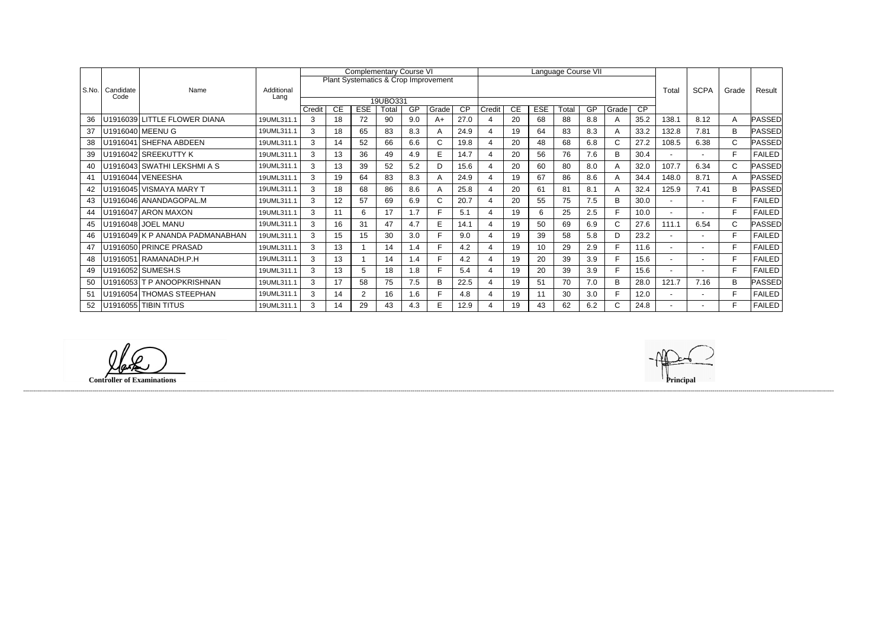| S.No. | Candidate Code | Name | Additional Lang | Complementary Course VI | | | | | | | Language Course VII | | | | | | | Total | SCPA | Grade | Result |
|---|---|---|---|---|---|---|---|---|---|---|---|---|---|---|---|---|---|---|---|---|---|
| | | | | Plant Systematics & Crop Improvement | | | | | | | | | | | | | | | | | |
| | | | | 19UBO331 | | | | | | | | | | | | | | | | | |
| | | | | Credit | CE | ESE | Total | GP | Grade | CP | Credit | CE | ESE | Total | GP | Grade | CP | | | | |
| 36 | U1916039 | LITTLE FLOWER DIANA | 19UML311.1 | 3 | 18 | 72 | 90 | 9.0 | A+ | 27.0 | 4 | 20 | 68 | 88 | 8.8 | A | 35.2 | 138.1 | 8.12 | A | PASSED |
| 37 | U1916040 | MEENU G | 19UML311.1 | 3 | 18 | 65 | 83 | 8.3 | A | 24.9 | 4 | 19 | 64 | 83 | 8.3 | A | 33.2 | 132.8 | 7.81 | B | PASSED |
| 38 | U1916041 | SHEFNA ABDEEN | 19UML311.1 | 3 | 14 | 52 | 66 | 6.6 | C | 19.8 | 4 | 20 | 48 | 68 | 6.8 | C | 27.2 | 108.5 | 6.38 | C | PASSED |
| 39 | U1916042 | SREEKUTTY K | 19UML311.1 | 3 | 13 | 36 | 49 | 4.9 | E | 14.7 | 4 | 20 | 56 | 76 | 7.6 | B | 30.4 | - | - | F | FAILED |
| 40 | U1916043 | SWATHI LEKSHMI A S | 19UML311.1 | 3 | 13 | 39 | 52 | 5.2 | D | 15.6 | 4 | 20 | 60 | 80 | 8.0 | A | 32.0 | 107.7 | 6.34 | C | PASSED |
| 41 | U1916044 | VENEESHA | 19UML311.1 | 3 | 19 | 64 | 83 | 8.3 | A | 24.9 | 4 | 19 | 67 | 86 | 8.6 | A | 34.4 | 148.0 | 8.71 | A | PASSED |
| 42 | U1916045 | VISMAYA MARY T | 19UML311.1 | 3 | 18 | 68 | 86 | 8.6 | A | 25.8 | 4 | 20 | 61 | 81 | 8.1 | A | 32.4 | 125.9 | 7.41 | B | PASSED |
| 43 | U1916046 | ANANDAGOPAL.M | 19UML311.1 | 3 | 12 | 57 | 69 | 6.9 | C | 20.7 | 4 | 20 | 55 | 75 | 7.5 | B | 30.0 | - | - | F | FAILED |
| 44 | U1916047 | ARON MAXON | 19UML311.1 | 3 | 11 | 6 | 17 | 1.7 | F | 5.1 | 4 | 19 | 6 | 25 | 2.5 | F | 10.0 | - | - | F | FAILED |
| 45 | U1916048 | JOEL MANU | 19UML311.1 | 3 | 16 | 31 | 47 | 4.7 | E | 14.1 | 4 | 19 | 50 | 69 | 6.9 | C | 27.6 | 111.1 | 6.54 | C | PASSED |
| 46 | U1916049 | K P ANANDA PADMANABHAN | 19UML311.1 | 3 | 15 | 15 | 30 | 3.0 | F | 9.0 | 4 | 19 | 39 | 58 | 5.8 | D | 23.2 | - | - | F | FAILED |
| 47 | U1916050 | PRINCE PRASAD | 19UML311.1 | 3 | 13 | 1 | 14 | 1.4 | F | 4.2 | 4 | 19 | 10 | 29 | 2.9 | F | 11.6 | - | - | F | FAILED |
| 48 | U1916051 | RAMANADH.P.H | 19UML311.1 | 3 | 13 | 1 | 14 | 1.4 | F | 4.2 | 4 | 19 | 20 | 39 | 3.9 | F | 15.6 | - | - | F | FAILED |
| 49 | U1916052 | SUMESH.S | 19UML311.1 | 3 | 13 | 5 | 18 | 1.8 | F | 5.4 | 4 | 19 | 20 | 39 | 3.9 | F | 15.6 | - | - | F | FAILED |
| 50 | U1916053 | T P ANOOPKRISHNAN | 19UML311.1 | 3 | 17 | 58 | 75 | 7.5 | B | 22.5 | 4 | 19 | 51 | 70 | 7.0 | B | 28.0 | 121.7 | 7.16 | B | PASSED |
| 51 | U1916054 | THOMAS STEEPHAN | 19UML311.1 | 3 | 14 | 2 | 16 | 1.6 | F | 4.8 | 4 | 19 | 11 | 30 | 3.0 | F | 12.0 | - | - | F | FAILED |
| 52 | U1916055 | TIBIN TITUS | 19UML311.1 | 3 | 14 | 29 | 43 | 4.3 | E | 12.9 | 4 | 19 | 43 | 62 | 6.2 | C | 24.8 | - | - | F | FAILED |

**Controller of Examinations**

**Principal**